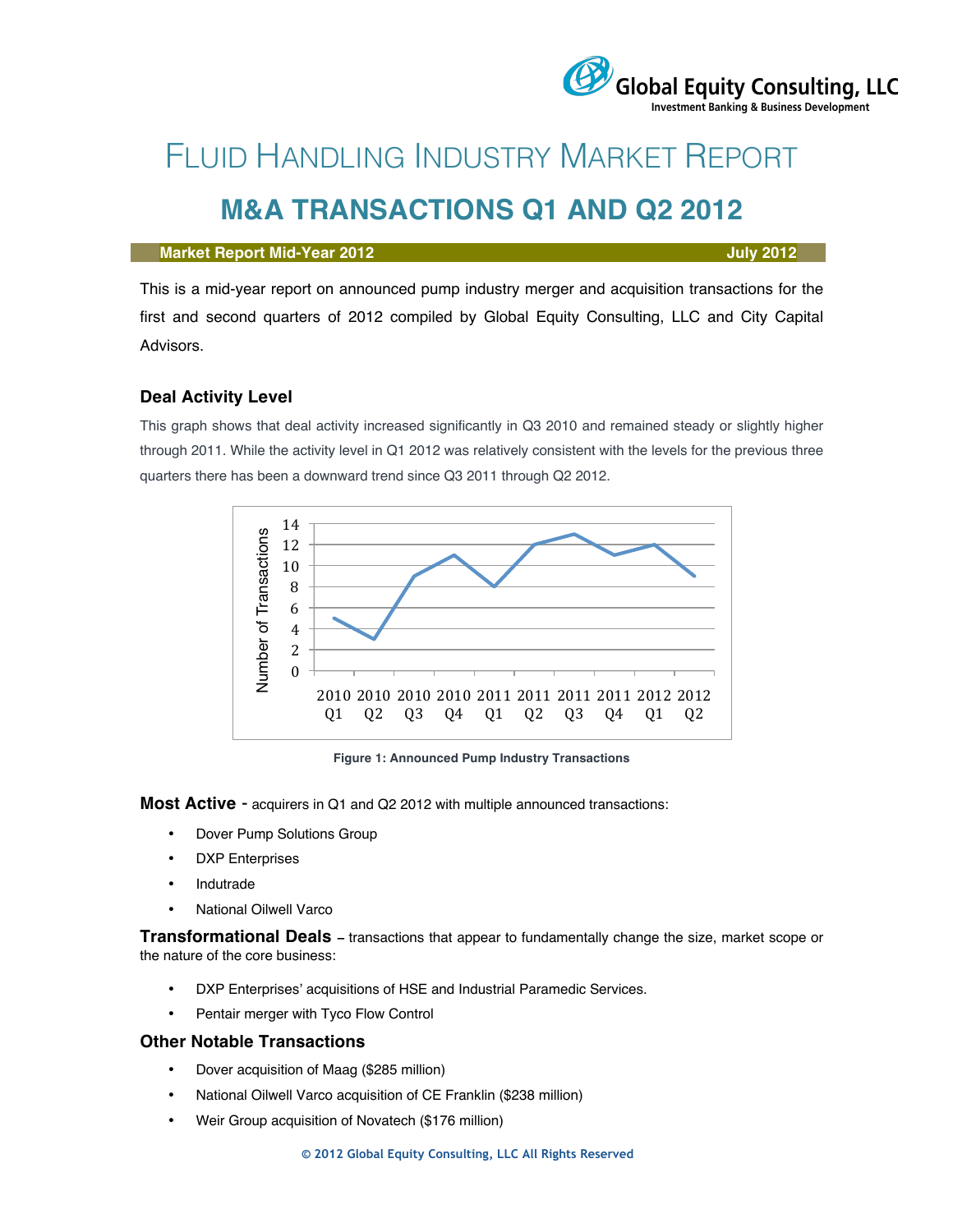# FLUID HANDLING INDUSTRY MARKET REPORT

## M&A TRANSACTIONS Q1 AND Q2 2012

**Market Report Mid-Year 2012** **July 2012**

This is a mid-year report on announced pump industry merger and acquisition transactions for the first and second quarters of 2012 compiled by Global Equity Consulting, LLC and City Capital Advisors.

### Deal Activity Level

This graph shows that deal activity increased significantly in Q3 2010 and remained steady or slightly higher through 2011. While the activity level in Q1 2012 was relatively consistent with the levels for the previous three quarters there has been a downward trend since Q3 2011 through Q2 2012.

**Figure 1: Announced Pump Industry Transactions**

**Most Active** - acquirers in Q1 and Q2 2012 with multiple announced transactions:

- Dover Pump Solutions Group
- DXP Enterprises
- Indutrade
- National Oilwell Varco

**Transformational Deals** – transactions that appear to fundamentally change the size, market scope or the nature of the core business:

- DXP Enterprises' acquisitions of HSE and Industrial Paramedic Services.
- Pentair merger with Tyco Flow Control

### Other Notable Transactions

- Dover acquisition of Maag ($285 million)
- National Oilwell Varco acquisition of CE Franklin ($238 million)
- Weir Group acquisition of Novatech ($176 million)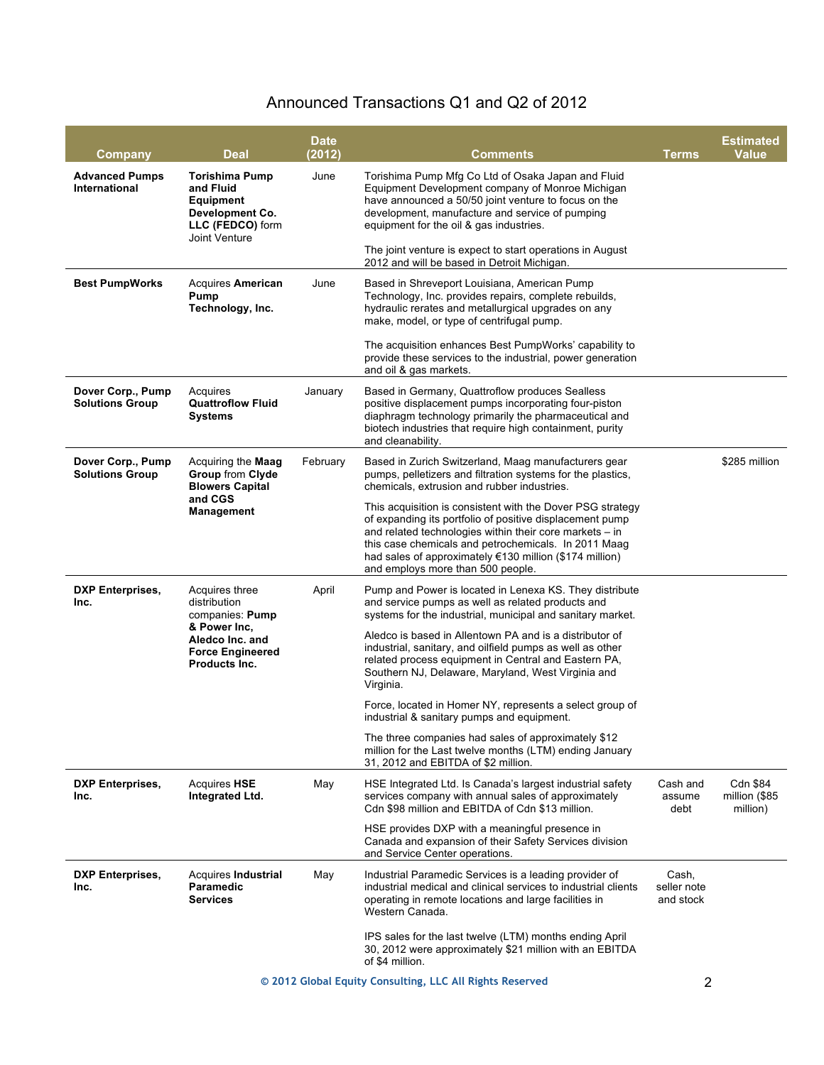## Announced Transactions Q1 and Q2 of 2012

| Company | Deal | Date (2012) | Comments | Terms | Estimated Value |
|---|---|---|---|---|---|
| **Advanced Pumps International** | **Torishima Pump and Fluid Equipment Development Co. LLC (FEDCO)** form Joint Venture | June | Torishima Pump Mfg Co Ltd of Osaka Japan and Fluid Equipment Development company of Monroe Michigan have announced a 50/50 joint venture to focus on the development, manufacture and service of pumping equipment for the oil & gas industries.<br><br>The joint venture is expect to start operations in August 2012 and will be based in Detroit Michigan. | | |
| **Best PumpWorks** | Acquires **American Pump Technology, Inc.** | June | Based in Shreveport Louisiana, American Pump Technology, Inc. provides repairs, complete rebuilds, hydraulic rerates and metallurgical upgrades on any make, model, or type of centrifugal pump.<br><br>The acquisition enhances Best PumpWorks' capability to provide these services to the industrial, power generation and oil & gas markets. | | |
| **Dover Corp., Pump Solutions Group** | Acquires **Quattroflow Fluid Systems** | January | Based in Germany, Quattroflow produces Sealless positive displacement pumps incorporating four-piston diaphragm technology primarily the pharmaceutical and biotech industries that require high containment, purity and cleanability. | | |
| **Dover Corp., Pump Solutions Group** | Acquiring the **Maag Group** from **Clyde Blowers Capital and CGS Management** | February | Based in Zurich Switzerland, Maag manufacturers gear pumps, pelletizers and filtration systems for the plastics, chemicals, extrusion and rubber industries.<br><br>This acquisition is consistent with the Dover PSG strategy of expanding its portfolio of positive displacement pump and related technologies within their core markets – in this case chemicals and petrochemicals. In 2011 Maag had sales of approximately €130 million ($174 million) and employs more than 500 people. | | $285 million |
| **DXP Enterprises, Inc.** | Acquires three distribution companies: **Pump & Power Inc, Aledco Inc. and Force Engineered Products Inc.** | April | Pump and Power is located in Lenexa KS. They distribute and service pumps as well as related products and systems for the industrial, municipal and sanitary market.<br><br>Aledco is based in Allentown PA and is a distributor of industrial, sanitary, and oilfield pumps as well as other related process equipment in Central and Eastern PA, Southern NJ, Delaware, Maryland, West Virginia and Virginia.<br><br>Force, located in Homer NY, represents a select group of industrial & sanitary pumps and equipment.<br><br>The three companies had sales of approximately $12 million for the Last twelve months (LTM) ending January 31, 2012 and EBITDA of $2 million. | | |
| **DXP Enterprises, Inc.** | Acquires **HSE Integrated Ltd.** | May | HSE Integrated Ltd. Is Canada's largest industrial safety services company with annual sales of approximately Cdn $98 million and EBITDA of Cdn $13 million.<br><br>HSE provides DXP with a meaningful presence in Canada and expansion of their Safety Services division and Service Center operations. | Cash and assume debt | Cdn $84 million ($85 million) |
| **DXP Enterprises, Inc.** | Acquires **Industrial Paramedic Services** | May | Industrial Paramedic Services is a leading provider of industrial medical and clinical services to industrial clients operating in remote locations and large facilities in Western Canada.<br><br>IPS sales for the last twelve (LTM) months ending April 30, 2012 were approximately $21 million with an EBITDA of $4 million. | Cash, seller note and stock | |

© 2012 Global Equity Consulting, LLC All Rights Reserved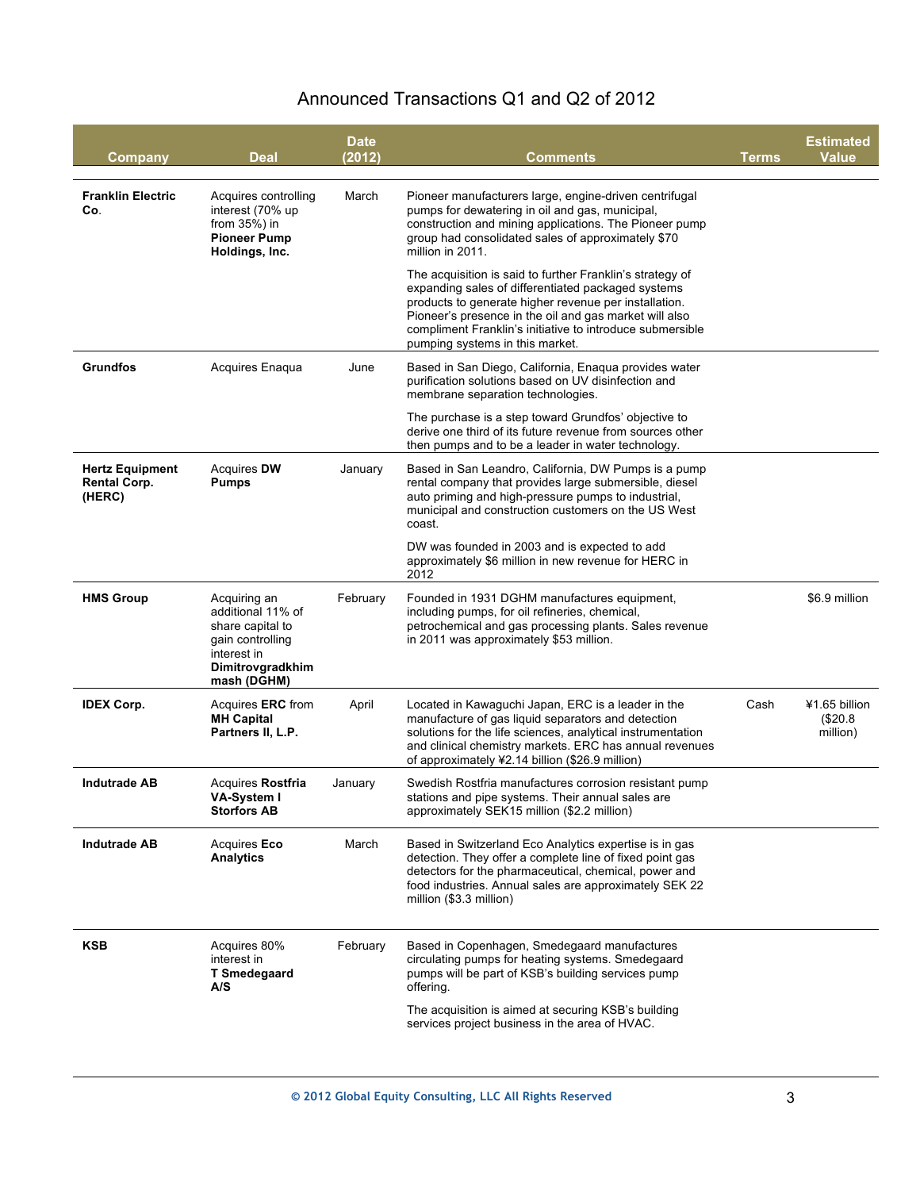## Announced Transactions Q1 and Q2 of 2012

| Company | Deal | Date (2012) | Comments | Terms | Estimated Value |
|---|---|---|---|---|---|
| **Franklin Electric Co.** | Acquires controlling interest (70% up from 35%) in **Pioneer Pump Holdings, Inc.** | March | Pioneer manufacturers large, engine-driven centrifugal pumps for dewatering in oil and gas, municipal, construction and mining applications. The Pioneer pump group had consolidated sales of approximately $70 million in 2011.<br><br>The acquisition is said to further Franklin's strategy of expanding sales of differentiated packaged systems products to generate higher revenue per installation. Pioneer's presence in the oil and gas market will also compliment Franklin's initiative to introduce submersible pumping systems in this market. | | |
| **Grundfos** | Acquires Enaqua | June | Based in San Diego, California, Enaqua provides water purification solutions based on UV disinfection and membrane separation technologies.<br><br>The purchase is a step toward Grundfos' objective to derive one third of its future revenue from sources other then pumps and to be a leader in water technology. | | |
| **Hertz Equipment Rental Corp. (HERC)** | Acquires **DW Pumps** | January | Based in San Leandro, California, DW Pumps is a pump rental company that provides large submersible, diesel auto priming and high-pressure pumps to industrial, municipal and construction customers on the US West coast.<br><br>DW was founded in 2003 and is expected to add approximately $6 million in new revenue for HERC in 2012 | | |
| **HMS Group** | Acquiring an additional 11% of share capital to gain controlling interest in **Dimitrovgradkhimmash (DGHM)** | February | Founded in 1931 DGHM manufactures equipment, including pumps, for oil refineries, chemical, petrochemical and gas processing plants. Sales revenue in 2011 was approximately $53 million. | | $6.9 million |
| **IDEX Corp.** | Acquires **ERC** from **MH Capital Partners II, L.P.** | April | Located in Kawaguchi Japan, ERC is a leader in the manufacture of gas liquid separators and detection solutions for the life sciences, analytical instrumentation and clinical chemistry markets. ERC has annual revenues of approximately ¥2.14 billion ($26.9 million) | Cash | ¥1.65 billion ($20.8 million) |
| **Indutrade AB** | Acquires **Rostfria VA-System I Storfors AB** | January | Swedish Rostfria manufactures corrosion resistant pump stations and pipe systems. Their annual sales are approximately SEK15 million ($2.2 million) | | |
| **Indutrade AB** | Acquires **Eco Analytics** | March | Based in Switzerland Eco Analytics expertise is in gas detection. They offer a complete line of fixed point gas detectors for the pharmaceutical, chemical, power and food industries. Annual sales are approximately SEK 22 million ($3.3 million) | | |
| **KSB** | Acquires 80% interest in **T Smedegaard A/S** | February | Based in Copenhagen, Smedegaard manufactures circulating pumps for heating systems. Smedegaard pumps will be part of KSB's building services pump offering.<br><br>The acquisition is aimed at securing KSB's building services project business in the area of HVAC. | | |

© 2012 Global Equity Consulting, LLC All Rights Reserved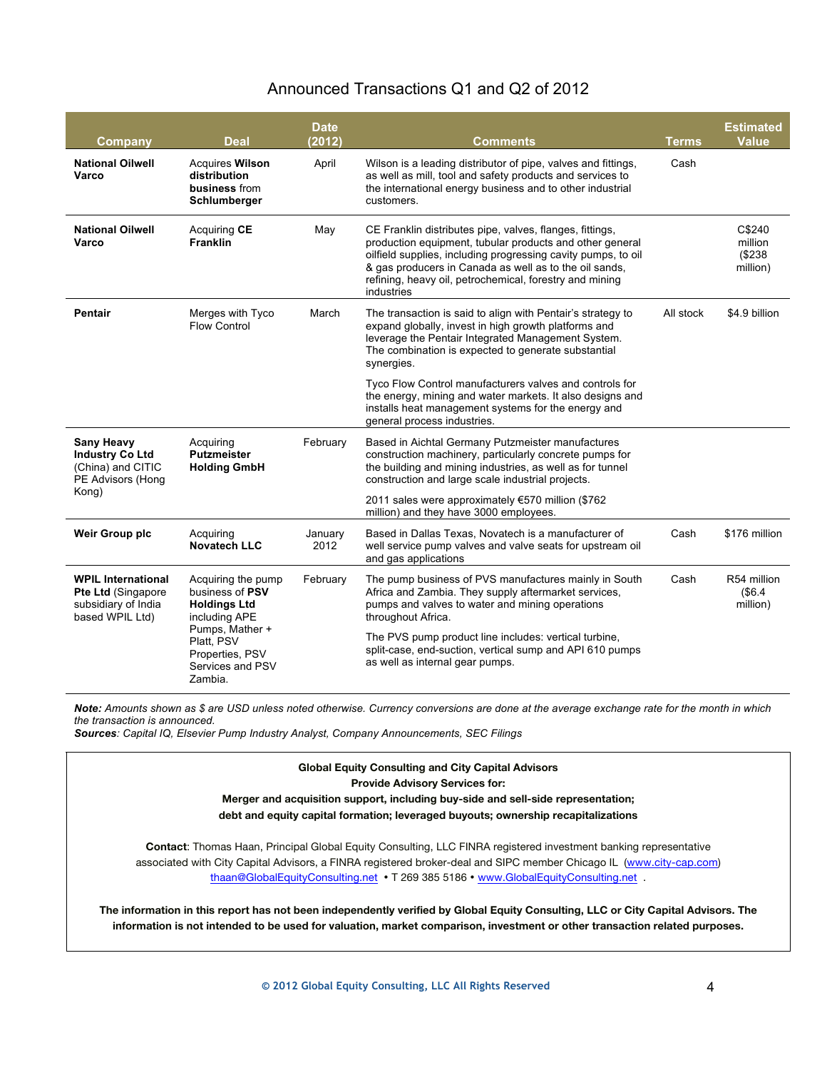## Announced Transactions Q1 and Q2 of 2012

| Company | Deal | Date (2012) | Comments | Terms | Estimated Value |
|---|---|---|---|---|---|
| **National Oilwell Varco** | Acquires **Wilson distribution business** from **Schlumberger** | April | Wilson is a leading distributor of pipe, valves and fittings, as well as mill, tool and safety products and services to the international energy business and to other industrial customers. | Cash | |
| **National Oilwell Varco** | Acquiring **CE Franklin** | May | CE Franklin distributes pipe, valves, flanges, fittings, production equipment, tubular products and other general oilfield supplies, including progressing cavity pumps, to oil & gas producers in Canada as well as to the oil sands, refining, heavy oil, petrochemical, forestry and mining industries | | C$240 million ($238 million) |
| **Pentair** | Merges with Tyco Flow Control | March | The transaction is said to align with Pentair's strategy to expand globally, invest in high growth platforms and leverage the Pentair Integrated Management System. The combination is expected to generate substantial synergies.<br><br>Tyco Flow Control manufacturers valves and controls for the energy, mining and water markets. It also designs and installs heat management systems for the energy and general process industries. | All stock | $4.9 billion |
| **Sany Heavy Industry Co Ltd** (China) and CITIC PE Advisors (Hong Kong) | Acquiring **Putzmeister Holding GmbH** | February | Based in Aichtal Germany Putzmeister manufactures construction machinery, particularly concrete pumps for the building and mining industries, as well as for tunnel construction and large scale industrial projects.<br><br>2011 sales were approximately €570 million ($762 million) and they have 3000 employees. | | |
| **Weir Group plc** | Acquiring **Novatech LLC** | January 2012 | Based in Dallas Texas, Novatech is a manufacturer of well service pump valves and valve seats for upstream oil and gas applications | Cash | $176 million |
| **WPIL International Pte Ltd** (Singapore subsidiary of India based WPIL Ltd) | Acquiring the pump business of **PSV Holdings Ltd** including APE Pumps, Mather + Platt, PSV Properties, PSV Services and PSV Zambia. | February | The pump business of PVS manufactures mainly in South Africa and Zambia. They supply aftermarket services, pumps and valves to water and mining operations throughout Africa.<br><br>The PVS pump product line includes: vertical turbine, split-case, end-suction, vertical sump and API 610 pumps as well as internal gear pumps. | Cash | R54 million ($6.4 million) |

***Note:*** *Amounts shown as $ are USD unless noted otherwise. Currency conversions are done at the average exchange rate for the month in which the transaction is announced.*

***Sources****: Capital IQ, Elsevier Pump Industry Analyst, Company Announcements, SEC Filings*

**Global Equity Consulting and City Capital Advisors**
**Provide Advisory Services for:**
**Merger and acquisition support, including buy-side and sell-side representation;**
**debt and equity capital formation; leveraged buyouts; ownership recapitalizations**

**Contact**: Thomas Haan, Principal Global Equity Consulting, LLC FINRA registered investment banking representative associated with City Capital Advisors, a FINRA registered broker-deal and SIPC member Chicago IL (www.city-cap.com) thaan@GlobalEquityConsulting.net • T 269 385 5186 • www.GlobalEquityConsulting.net .

**The information in this report has not been independently verified by Global Equity Consulting, LLC or City Capital Advisors. The information is not intended to be used for valuation, market comparison, investment or other transaction related purposes.**

**© 2012 Global Equity Consulting, LLC All Rights Reserved**